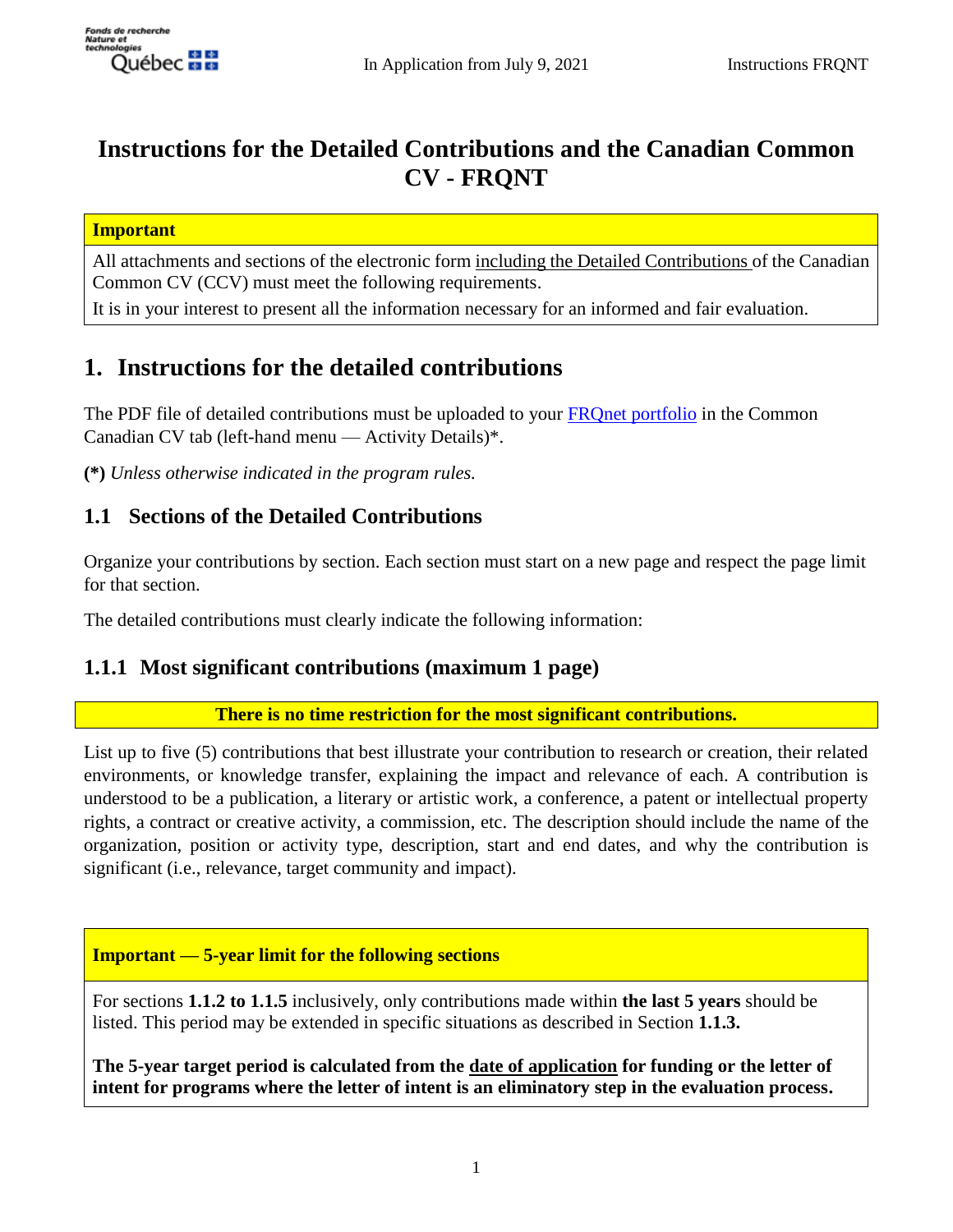# Instructions for the Detailed Contributions and the Canadian Common CV - FRQNT

**Important**

All attachments and sections of the electronic form including the Detailed Contributions of the Canadian Common CV (CCV) must meet the following requirements.

It is in your interest to present all the information necessary for an informed and fair evaluation.

## 1. Instructions for the detailed contributions

The PDF file of detailed contributions must be uploaded to your FRQnet portfolio in the Common Canadian CV tab (left-hand menu — Activity Details)*.

**(*)** *Unless otherwise indicated in the program rules.*

### 1.1 Sections of the Detailed Contributions

Organize your contributions by section. Each section must start on a new page and respect the page limit for that section.

The detailed contributions must clearly indicate the following information:

### 1.1.1 Most significant contributions (maximum 1 page)

**There is no time restriction for the most significant contributions.**

List up to five (5) contributions that best illustrate your contribution to research or creation, their related environments, or knowledge transfer, explaining the impact and relevance of each. A contribution is understood to be a publication, a literary or artistic work, a conference, a patent or intellectual property rights, a contract or creative activity, a commission, etc. The description should include the name of the organization, position or activity type, description, start and end dates, and why the contribution is significant (i.e., relevance, target community and impact).

**Important — 5-year limit for the following sections**

For sections **1.1.2 to 1.1.5** inclusively, only contributions made within **the last 5 years** should be listed. This period may be extended in specific situations as described in Section **1.1.3.**

**The 5-year target period is calculated from the date of application for funding or the letter of intent for programs where the letter of intent is an eliminatory step in the evaluation process.**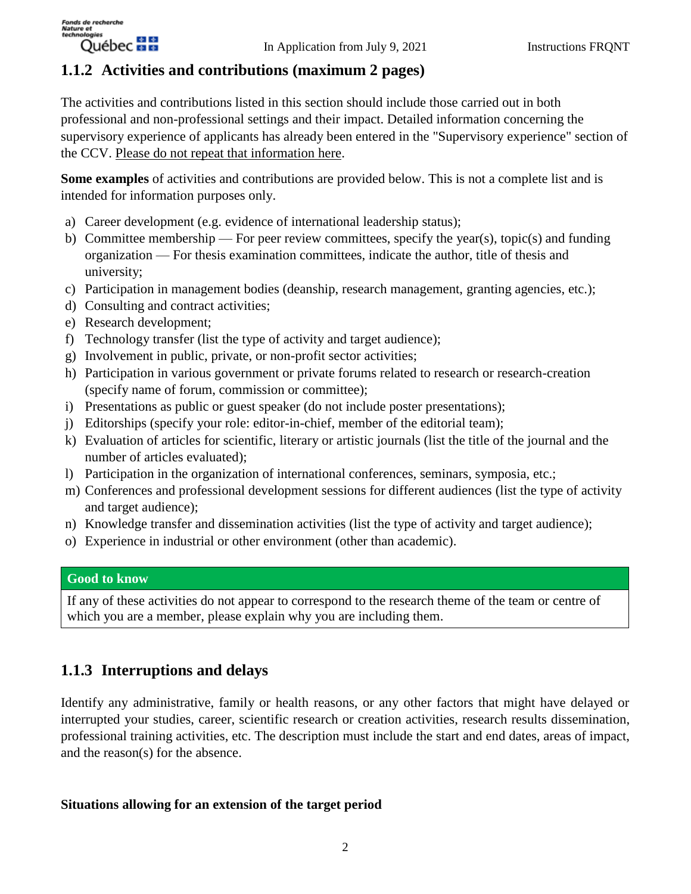### 1.1.2 Activities and contributions (maximum 2 pages)

The activities and contributions listed in this section should include those carried out in both professional and non-professional settings and their impact. Detailed information concerning the supervisory experience of applicants has already been entered in the "Supervisory experience" section of the CCV. Please do not repeat that information here.

**Some examples** of activities and contributions are provided below. This is not a complete list and is intended for information purposes only.

a) Career development (e.g. evidence of international leadership status);
b) Committee membership — For peer review committees, specify the year(s), topic(s) and funding organization — For thesis examination committees, indicate the author, title of thesis and university;
c) Participation in management bodies (deanship, research management, granting agencies, etc.);
d) Consulting and contract activities;
e) Research development;
f) Technology transfer (list the type of activity and target audience);
g) Involvement in public, private, or non-profit sector activities;
h) Participation in various government or private forums related to research or research-creation (specify name of forum, commission or committee);
i) Presentations as public or guest speaker (do not include poster presentations);
j) Editorships (specify your role: editor-in-chief, member of the editorial team);
k) Evaluation of articles for scientific, literary or artistic journals (list the title of the journal and the number of articles evaluated);
l) Participation in the organization of international conferences, seminars, symposia, etc.;
m) Conferences and professional development sessions for different audiences (list the type of activity and target audience);
n) Knowledge transfer and dissemination activities (list the type of activity and target audience);
o) Experience in industrial or other environment (other than academic).

| Good to know |
| --- |
| If any of these activities do not appear to correspond to the research theme of the team or centre of which you are a member, please explain why you are including them. |

### 1.1.3 Interruptions and delays

Identify any administrative, family or health reasons, or any other factors that might have delayed or interrupted your studies, career, scientific research or creation activities, research results dissemination, professional training activities, etc. The description must include the start and end dates, areas of impact, and the reason(s) for the absence.

**Situations allowing for an extension of the target period**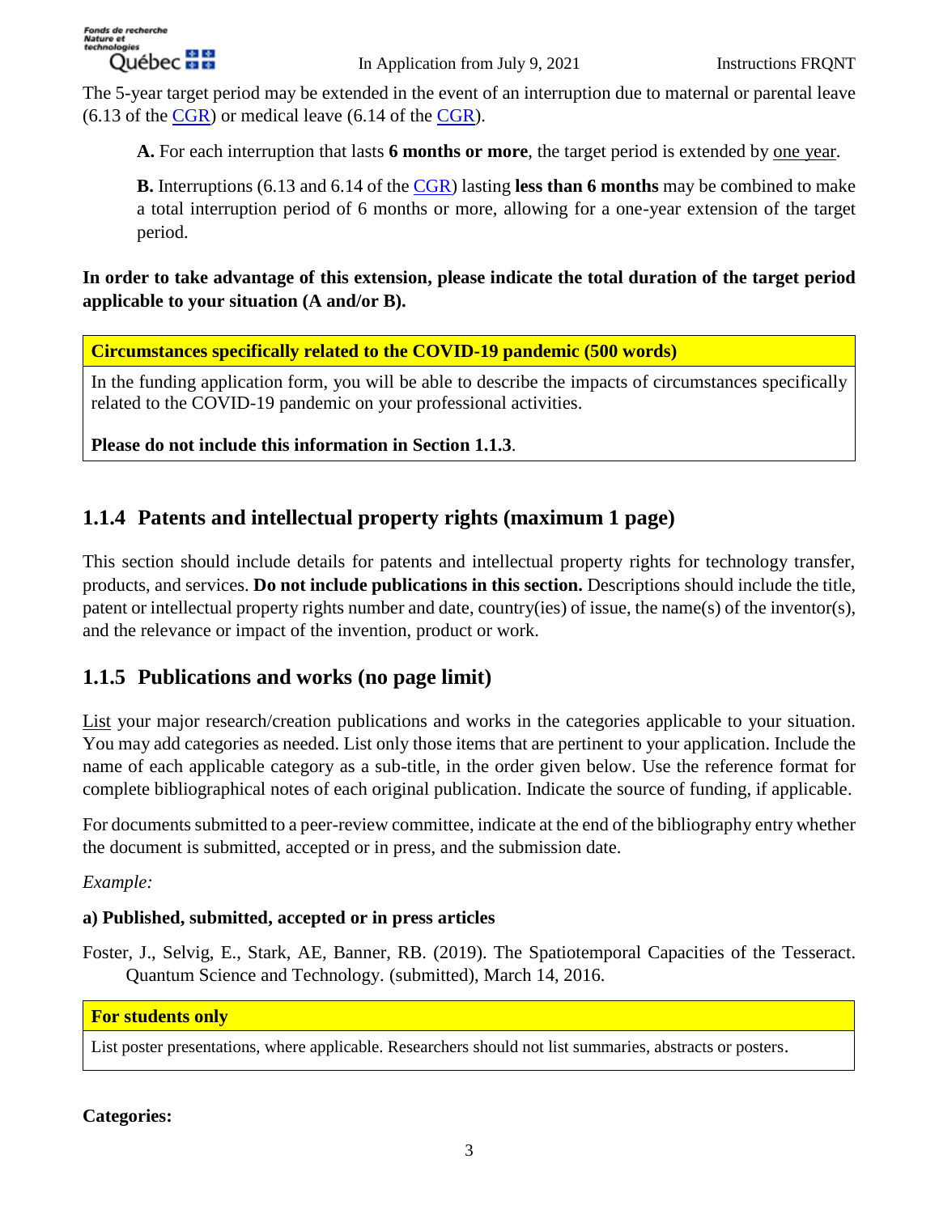The 5-year target period may be extended in the event of an interruption due to maternal or parental leave (6.13 of the CGR) or medical leave (6.14 of the CGR).

> **A.** For each interruption that lasts **6 months or more**, the target period is extended by one year.
>
> **B.** Interruptions (6.13 and 6.14 of the CGR) lasting **less than 6 months** may be combined to make a total interruption period of 6 months or more, allowing for a one-year extension of the target period.

**In order to take advantage of this extension, please indicate the total duration of the target period applicable to your situation (A and/or B).**

| **Circumstances specifically related to the COVID-19 pandemic (500 words)** |
|---|
| In the funding application form, you will be able to describe the impacts of circumstances specifically related to the COVID-19 pandemic on your professional activities.<br><br>**Please do not include this information in Section 1.1.3**. |

## 1.1.4 Patents and intellectual property rights (maximum 1 page)

This section should include details for patents and intellectual property rights for technology transfer, products, and services. **Do not include publications in this section.** Descriptions should include the title, patent or intellectual property rights number and date, country(ies) of issue, the name(s) of the inventor(s), and the relevance or impact of the invention, product or work.

## 1.1.5 Publications and works (no page limit)

List your major research/creation publications and works in the categories applicable to your situation. You may add categories as needed. List only those items that are pertinent to your application. Include the name of each applicable category as a sub-title, in the order given below. Use the reference format for complete bibliographical notes of each original publication. Indicate the source of funding, if applicable.

For documents submitted to a peer-review committee, indicate at the end of the bibliography entry whether the document is submitted, accepted or in press, and the submission date.

*Example:*

**a) Published, submitted, accepted or in press articles**

Foster, J., Selvig, E., Stark, AE, Banner, RB. (2019). The Spatiotemporal Capacities of the Tesseract. Quantum Science and Technology. (submitted), March 14, 2016.

| **For students only** |
|---|
| List poster presentations, where applicable. Researchers should not list summaries, abstracts or posters. |

**Categories:**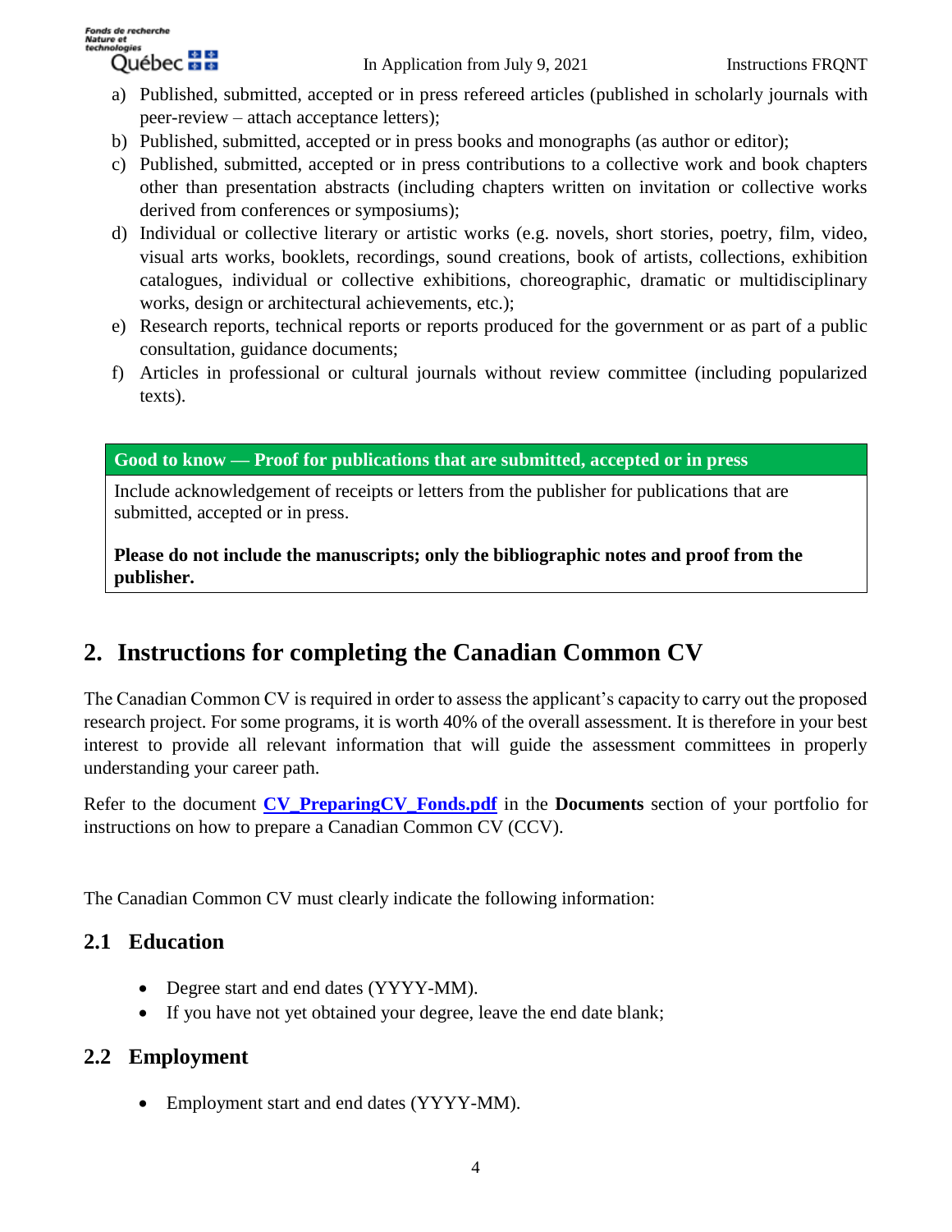a) Published, submitted, accepted or in press refereed articles (published in scholarly journals with peer-review – attach acceptance letters);
b) Published, submitted, accepted or in press books and monographs (as author or editor);
c) Published, submitted, accepted or in press contributions to a collective work and book chapters other than presentation abstracts (including chapters written on invitation or collective works derived from conferences or symposiums);
d) Individual or collective literary or artistic works (e.g. novels, short stories, poetry, film, video, visual arts works, booklets, recordings, sound creations, book of artists, collections, exhibition catalogues, individual or collective exhibitions, choreographic, dramatic or multidisciplinary works, design or architectural achievements, etc.);
e) Research reports, technical reports or reports produced for the government or as part of a public consultation, guidance documents;
f) Articles in professional or cultural journals without review committee (including popularized texts).

| **Good to know — Proof for publications that are submitted, accepted or in press** |
|---|
| Include acknowledgement of receipts or letters from the publisher for publications that are submitted, accepted or in press.<br><br>**Please do not include the manuscripts; only the bibliographic notes and proof from the publisher.** |

## 2. Instructions for completing the Canadian Common CV

The Canadian Common CV is required in order to assess the applicant's capacity to carry out the proposed research project. For some programs, it is worth 40% of the overall assessment. It is therefore in your best interest to provide all relevant information that will guide the assessment committees in properly understanding your career path.

Refer to the document **CV_PreparingCV_Fonds.pdf** in the **Documents** section of your portfolio for instructions on how to prepare a Canadian Common CV (CCV).

The Canadian Common CV must clearly indicate the following information:

### 2.1 Education

- Degree start and end dates (YYYY-MM).
- If you have not yet obtained your degree, leave the end date blank;

### 2.2 Employment

- Employment start and end dates (YYYY-MM).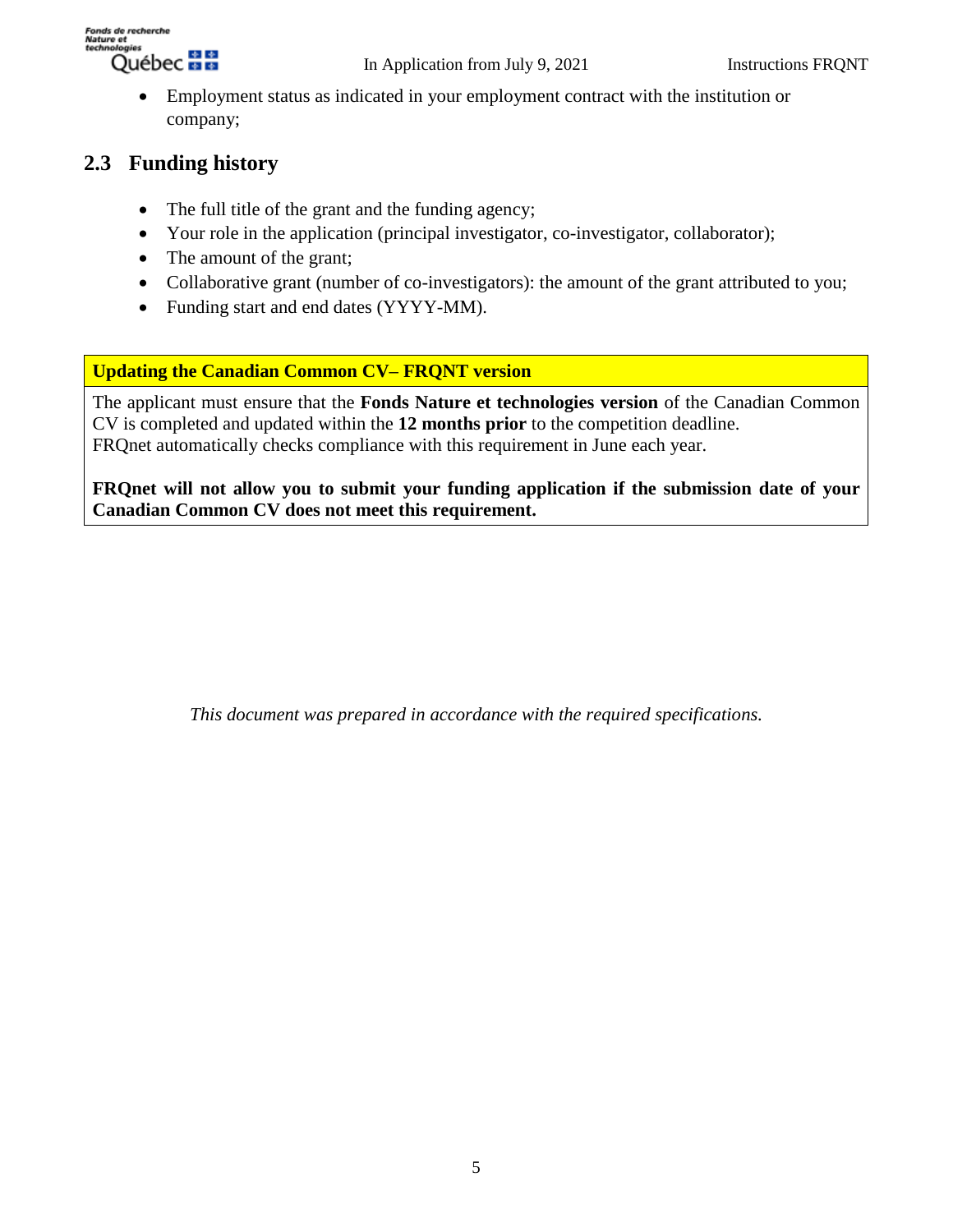- Employment status as indicated in your employment contract with the institution or company;

## 2.3 Funding history

- The full title of the grant and the funding agency;
- Your role in the application (principal investigator, co-investigator, collaborator);
- The amount of the grant;
- Collaborative grant (number of co-investigators): the amount of the grant attributed to you;
- Funding start and end dates (YYYY-MM).

**Updating the Canadian Common CV– FRQNT version**

The applicant must ensure that the **Fonds Nature et technologies version** of the Canadian Common CV is completed and updated within the **12 months prior** to the competition deadline.
FRQnet automatically checks compliance with this requirement in June each year.

**FRQnet will not allow you to submit your funding application if the submission date of your Canadian Common CV does not meet this requirement.**

*This document was prepared in accordance with the required specifications.*